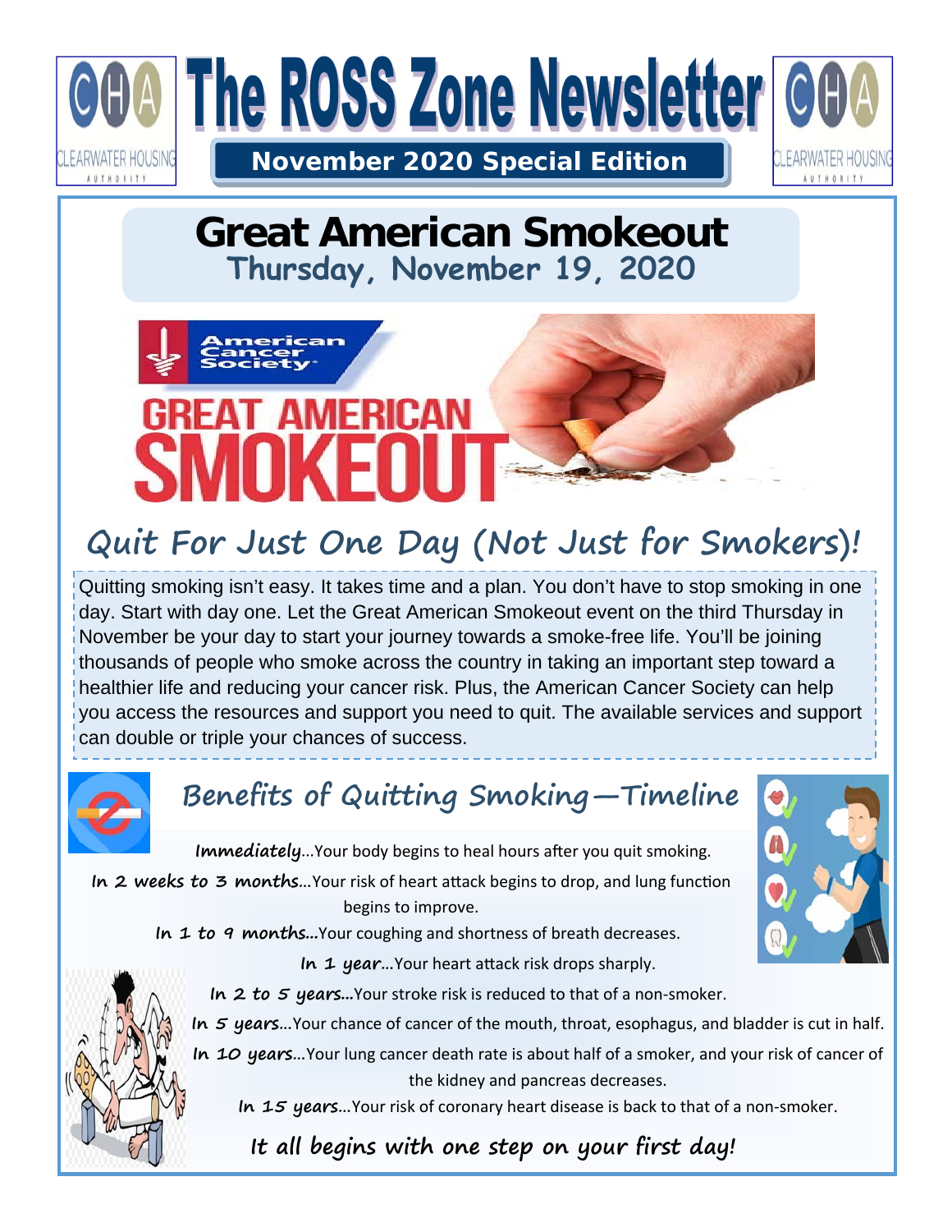# The ROSS Zone Newsletter

**November 2020 Special Edition**

## Great American Smokeout

### Thursday, November 19, 2020

## Quit For Just One Day (Not Just for Smokers)!

Quitting smoking isn't easy. It takes time and a plan. You don't have to stop smoking in one day. Start with day one. Let the Great American Smokeout event on the third Thursday in November be your day to start your journey towards a smoke-free life. You'll be joining thousands of people who smoke across the country in taking an important step toward a healthier life and reducing your cancer risk. Plus, the American Cancer Society can help you access the resources and support you need to quit. The available services and support can double or triple your chances of success.

## Benefits of Quitting Smoking—Timeline

**Immediately**…Your body begins to heal hours after you quit smoking.

**In 2 weeks to 3 months**…Your risk of heart attack begins to drop, and lung function begins to improve.

**In 1 to 9 months…**Your coughing and shortness of breath decreases.

**In 1 year**…Your heart attack risk drops sharply.

**In 2 to 5 years…**Your stroke risk is reduced to that of a non-smoker.

**In 5 years**…Your chance of cancer of the mouth, throat, esophagus, and bladder is cut in half.

**In 10 years**…Your lung cancer death rate is about half of a smoker, and your risk of cancer of the kidney and pancreas decreases.

**In 15 years**…Your risk of coronary heart disease is back to that of a non-smoker.

**It all begins with one step on your first day!**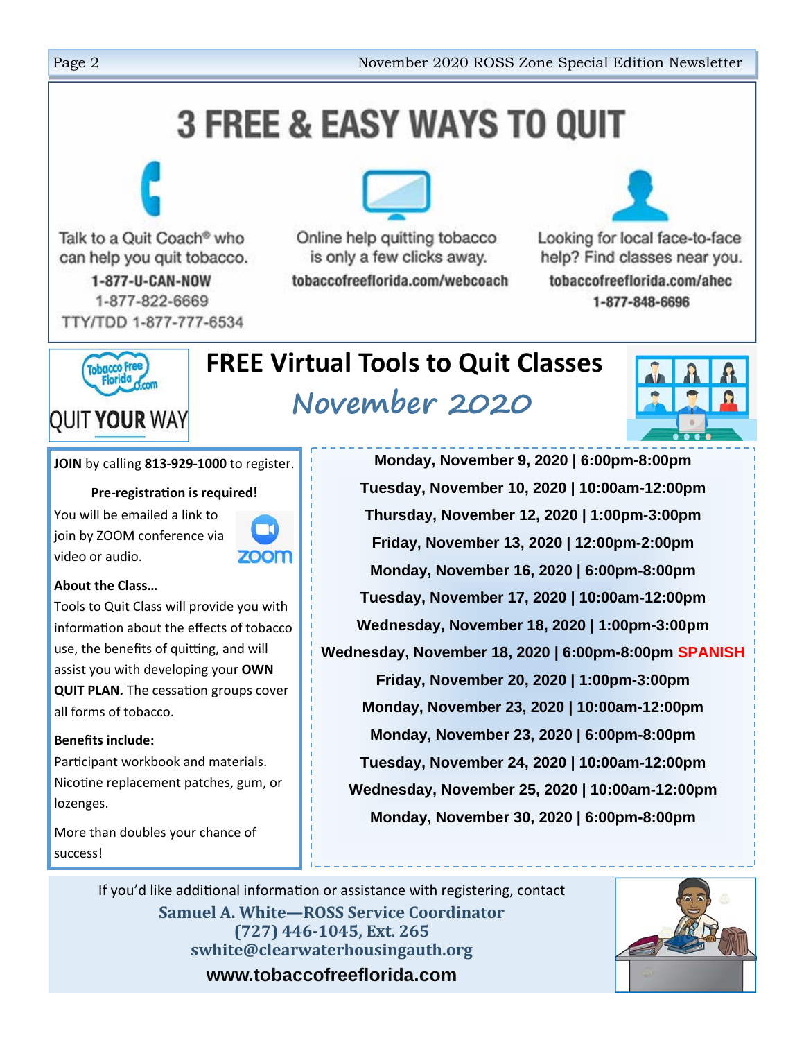# 3 FREE & EASY WAYS TO QUIT

Talk to a Quit Coach® who can help you quit tobacco.
**1-877-U-CAN-NOW**
1-877-822-6669
TTY/TDD 1-877-777-6534

Online help quitting tobacco is only a few clicks away.
**tobaccofreeflorida.com/webcoach**

Looking for local face-to-face help? Find classes near you.
**tobaccofreeflorida.com/ahec**
**1-877-848-6696**

Tobacco Free Florida.com

QUIT **YOUR** WAY

## FREE Virtual Tools to Quit Classes

## *November 2020*

**JOIN** by calling **813-929-1000** to register.

**Pre-registration is required!**

You will be emailed a link to join by ZOOM conference via video or audio.

zoom

**About the Class…**

Tools to Quit Class will provide you with information about the effects of tobacco use, the benefits of quitting, and will assist you with developing your **OWN QUIT PLAN.** The cessation groups cover all forms of tobacco.

**Benefits include:**

Participant workbook and materials.

Nicotine replacement patches, gum, or lozenges.

More than doubles your chance of success!

**Monday, November 9, 2020 | 6:00pm-8:00pm**

**Tuesday, November 10, 2020 | 10:00am-12:00pm**

**Thursday, November 12, 2020 | 1:00pm-3:00pm**

**Friday, November 13, 2020 | 12:00pm-2:00pm**

**Monday, November 16, 2020 | 6:00pm-8:00pm**

**Tuesday, November 17, 2020 | 10:00am-12:00pm**

**Wednesday, November 18, 2020 | 1:00pm-3:00pm**

**Wednesday, November 18, 2020 | 6:00pm-8:00pm SPANISH**

**Friday, November 20, 2020 | 1:00pm-3:00pm**

**Monday, November 23, 2020 | 10:00am-12:00pm**

**Monday, November 23, 2020 | 6:00pm-8:00pm**

**Tuesday, November 24, 2020 | 10:00am-12:00pm**

**Wednesday, November 25, 2020 | 10:00am-12:00pm**

**Monday, November 30, 2020 | 6:00pm-8:00pm**

If you'd like additional information or assistance with registering, contact

**Samuel A. White—ROSS Service Coordinator**
**(727) 446-1045, Ext. 265**
**swhite@clearwaterhousingauth.org**

**www.tobaccofreeflorida.com**